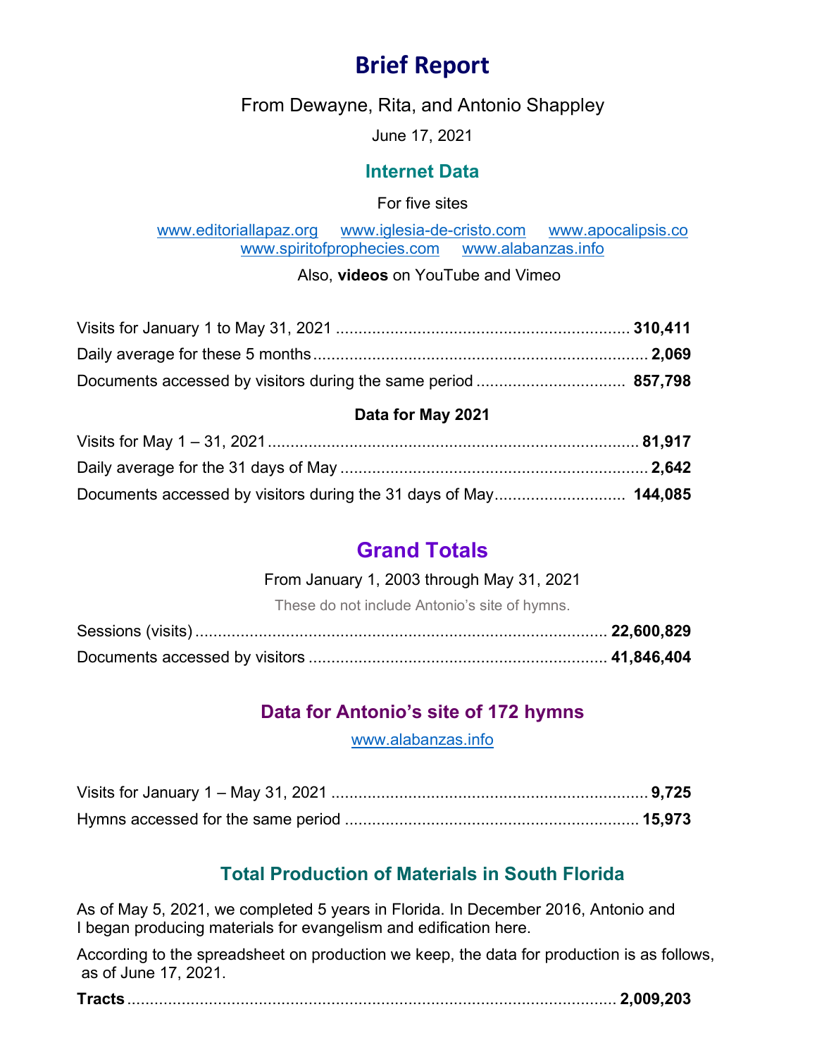# Brief Report

From Dewayne, Rita, and Antonio Shappley

June 17, 2021

## Internet Data

For five sites

www.editoriallapaz.org www.iglesia-de-cristo.com www.apocalipsis.co
www.spiritofprophecies.com www.alabanzas.info

Also, **videos** on YouTube and Vimeo

Visits for January 1 to May 31, 2021 ................................................................ **310,411**

Daily average for these 5 months ........................................................................ **2,069**

Documents accessed by visitors during the same period ................................ **857,798**

**Data for May 2021**

Visits for May 1 – 31, 2021 .................................................................................. **81,917**

Daily average for the 31 days of May .................................................................... **2,642**

Documents accessed by visitors during the 31 days of May............................ **144,085**

## Grand Totals

From January 1, 2003 through May 31, 2021

These do not include Antonio's site of hymns.

Sessions (visits) .......................................................................................... **22,600,829**

Documents accessed by visitors ................................................................. **41,846,404**

## Data for Antonio's site of 172 hymns

www.alabanzas.info

Visits for January 1 – May 31, 2021 ...................................................................... **9,725**

Hymns accessed for the same period ................................................................. **15,973**

## Total Production of Materials in South Florida

As of May 5, 2021, we completed 5 years in Florida. In December 2016, Antonio and I began producing materials for evangelism and edification here.

According to the spreadsheet on production we keep, the data for production is as follows, as of June 17, 2021.

**Tracts** ............................................................................................................ **2,009,203**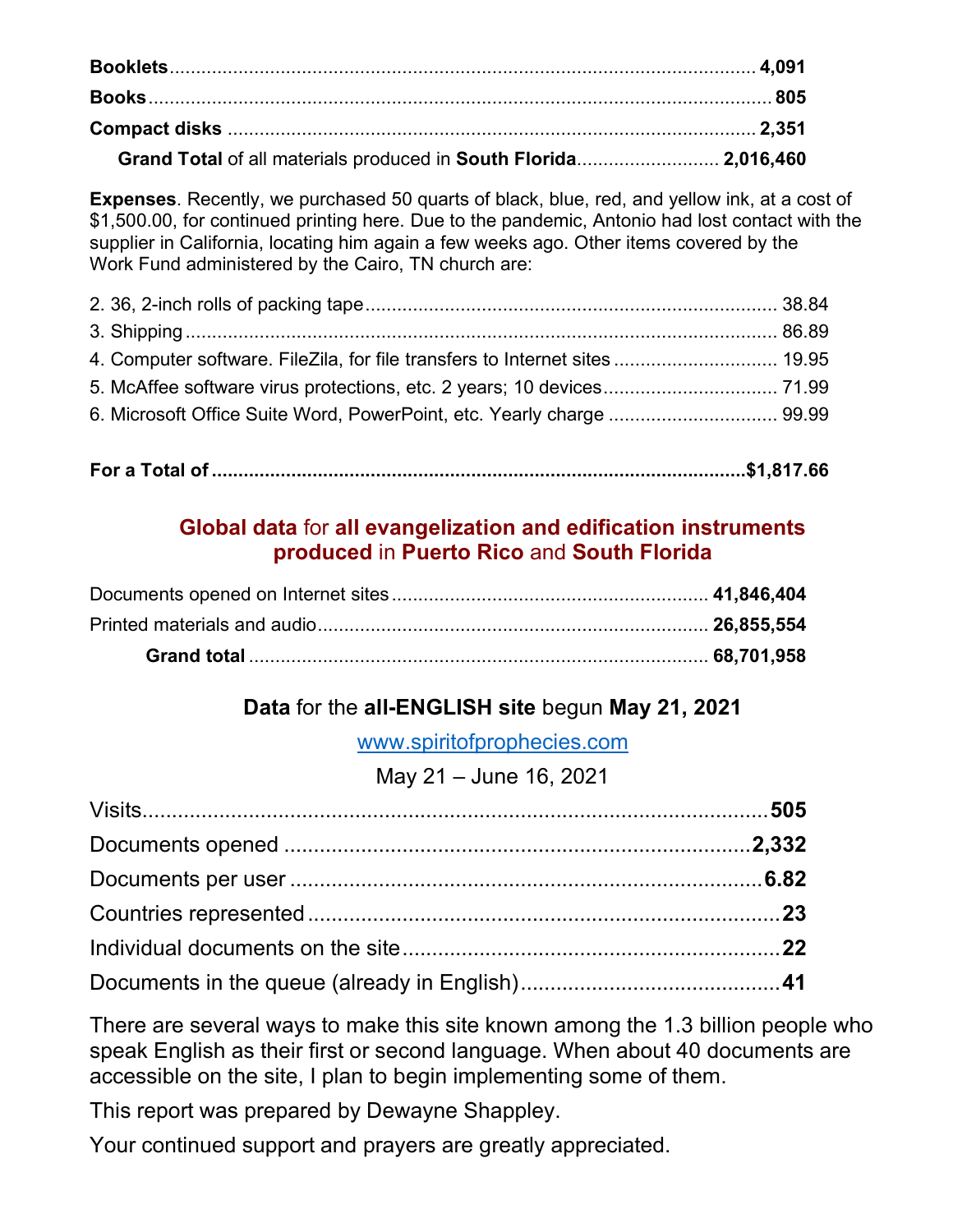| | |
|---|---|
| **Booklets** | **4,091** |
| **Books** | **805** |
| **Compact disks** | **2,351** |
| **Grand Total** of all materials produced in **South Florida** | **2,016,460** |

**Expenses**. Recently, we purchased 50 quarts of black, blue, red, and yellow ink, at a cost of $1,500.00, for continued printing here. Due to the pandemic, Antonio had lost contact with the supplier in California, locating him again a few weeks ago. Other items covered by the Work Fund administered by the Cairo, TN church are:

| | |
|---|---|
| 2. 36, 2-inch rolls of packing tape | 38.84 |
| 3. Shipping | 86.89 |
| 4. Computer software. FileZila, for file transfers to Internet sites | 19.95 |
| 5. McAffee software virus protections, etc. 2 years; 10 devices | 71.99 |
| 6. Microsoft Office Suite Word, PowerPoint, etc. Yearly charge | 99.99 |

**For a Total of** ........ **$1,817.66**

## **Global data** for **all evangelization and edification instruments produced** in **Puerto Rico** and **South Florida**

| | |
|---|---|
| Documents opened on Internet sites | **41,846,404** |
| Printed materials and audio | **26,855,554** |
| **Grand total** | **68,701,958** |

## **Data** for the **all-ENGLISH site** begun **May 21, 2021**

www.spiritofprophecies.com

May 21 – June 16, 2021

| | |
|---|---|
| Visits | **505** |
| Documents opened | **2,332** |
| Documents per user | **6.82** |
| Countries represented | **23** |
| Individual documents on the site | **22** |
| Documents in the queue (already in English) | **41** |

There are several ways to make this site known among the 1.3 billion people who speak English as their first or second language. When about 40 documents are accessible on the site, I plan to begin implementing some of them.

This report was prepared by Dewayne Shappley.

Your continued support and prayers are greatly appreciated.